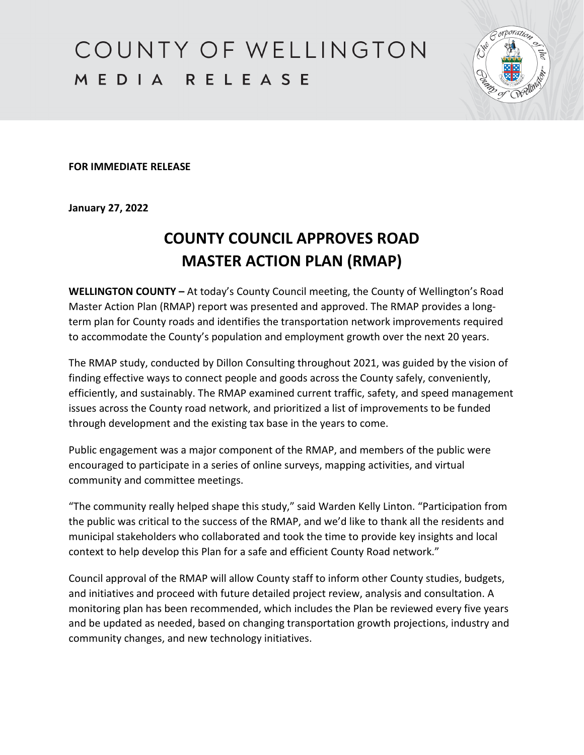# COUNTY OF WELLINGTON
## MEDIA RELEASE

**FOR IMMEDIATE RELEASE**

**January 27, 2022**

# COUNTY COUNCIL APPROVES ROAD MASTER ACTION PLAN (RMAP)

**WELLINGTON COUNTY –** At today's County Council meeting, the County of Wellington's Road Master Action Plan (RMAP) report was presented and approved. The RMAP provides a long-term plan for County roads and identifies the transportation network improvements required to accommodate the County's population and employment growth over the next 20 years.

The RMAP study, conducted by Dillon Consulting throughout 2021, was guided by the vision of finding effective ways to connect people and goods across the County safely, conveniently, efficiently, and sustainably. The RMAP examined current traffic, safety, and speed management issues across the County road network, and prioritized a list of improvements to be funded through development and the existing tax base in the years to come.

Public engagement was a major component of the RMAP, and members of the public were encouraged to participate in a series of online surveys, mapping activities, and virtual community and committee meetings.

"The community really helped shape this study," said Warden Kelly Linton. "Participation from the public was critical to the success of the RMAP, and we'd like to thank all the residents and municipal stakeholders who collaborated and took the time to provide key insights and local context to help develop this Plan for a safe and efficient County Road network."

Council approval of the RMAP will allow County staff to inform other County studies, budgets, and initiatives and proceed with future detailed project review, analysis and consultation. A monitoring plan has been recommended, which includes the Plan be reviewed every five years and be updated as needed, based on changing transportation growth projections, industry and community changes, and new technology initiatives.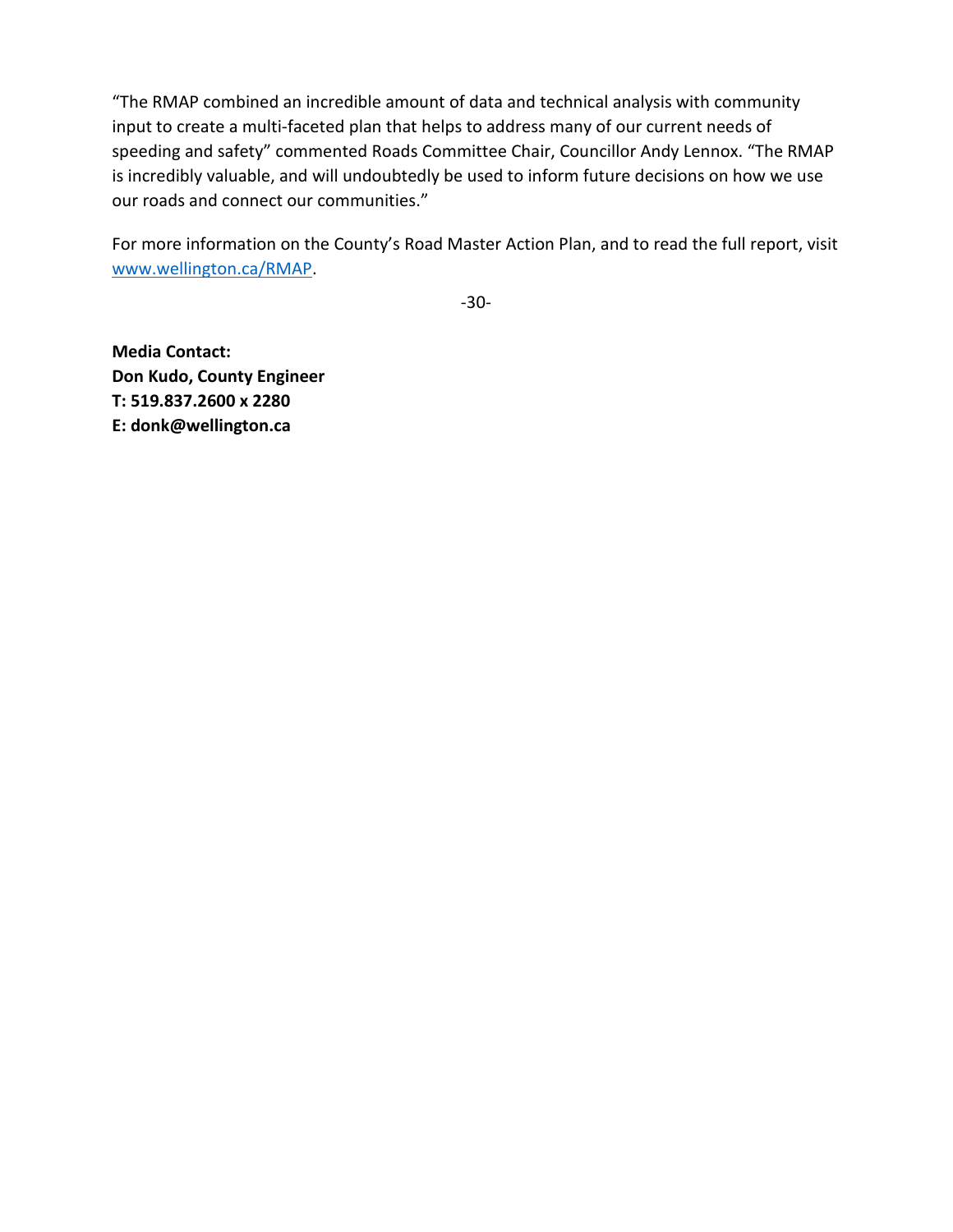"The RMAP combined an incredible amount of data and technical analysis with community input to create a multi-faceted plan that helps to address many of our current needs of speeding and safety" commented Roads Committee Chair, Councillor Andy Lennox. "The RMAP is incredibly valuable, and will undoubtedly be used to inform future decisions on how we use our roads and connect our communities."

For more information on the County's Road Master Action Plan, and to read the full report, visit [www.wellington.ca/RMAP](http://www.wellington.ca/RMAP).

-30-

**Media Contact:**
**Don Kudo, County Engineer**
**T: 519.837.2600 x 2280**
**E: donk@wellington.ca**